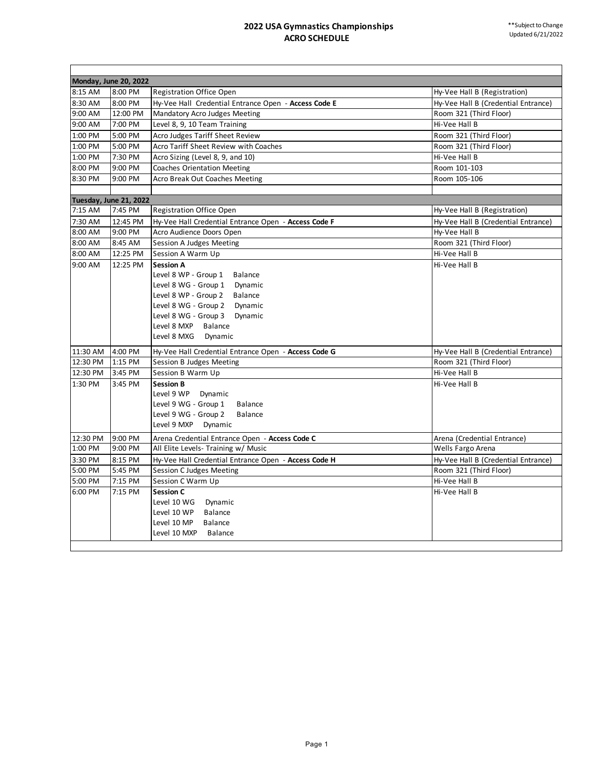# 2022 USA Gymnastics Championships
## ACRO SCHEDULE

**Subject to Change
Updated 6/21/2022

| | | | |
|---|---|---|---|
| **Monday, June 20, 2022** | | | |
| 8:15 AM | 8:00 PM | Registration Office Open | Hy-Vee Hall B (Registration) |
| 8:30 AM | 8:00 PM | Hy-Vee Hall Credential Entrance Open - **Access Code E** | Hy-Vee Hall B (Credential Entrance) |
| 9:00 AM | 12:00 PM | Mandatory Acro Judges Meeting | Room 321 (Third Floor) |
| 9:00 AM | 7:00 PM | Level 8, 9, 10 Team Training | Hi-Vee Hall B |
| 1:00 PM | 5:00 PM | Acro Judges Tariff Sheet Review | Room 321 (Third Floor) |
| 1:00 PM | 5:00 PM | Acro Tariff Sheet Review with Coaches | Room 321 (Third Floor) |
| 1:00 PM | 7:30 PM | Acro Sizing (Level 8, 9, and 10) | Hi-Vee Hall B |
| 8:00 PM | 9:00 PM | Coaches Orientation Meeting | Room 101-103 |
| 8:30 PM | 9:00 PM | Acro Break Out Coaches Meeting | Room 105-106 |
| | | | |
| **Tuesday, June 21, 2022** | | | |
| 7:15 AM | 7:45 PM | Registration Office Open | Hy-Vee Hall B (Registration) |
| 7:30 AM | 12:45 PM | Hy-Vee Hall Credential Entrance Open - **Access Code F** | Hy-Vee Hall B (Credential Entrance) |
| 8:00 AM | 9:00 PM | Acro Audience Doors Open | Hy-Vee Hall B |
| 8:00 AM | 8:45 AM | Session A Judges Meeting | Room 321 (Third Floor) |
| 8:00 AM | 12:25 PM | Session A Warm Up | Hi-Vee Hall B |
| 9:00 AM | 12:25 PM | **Session A**<br>Level 8 WP - Group 1 Balance<br>Level 8 WG - Group 1 Dynamic<br>Level 8 WP - Group 2 Balance<br>Level 8 WG - Group 2 Dynamic<br>Level 8 WG - Group 3 Dynamic<br>Level 8 MXP Balance<br>Level 8 MXG Dynamic | Hi-Vee Hall B |
| 11:30 AM | 4:00 PM | Hy-Vee Hall Credential Entrance Open - **Access Code G** | Hy-Vee Hall B (Credential Entrance) |
| 12:30 PM | 1:15 PM | Session B Judges Meeting | Room 321 (Third Floor) |
| 12:30 PM | 3:45 PM | Session B Warm Up | Hi-Vee Hall B |
| 1:30 PM | 3:45 PM | **Session B**<br>Level 9 WP Dynamic<br>Level 9 WG - Group 1 Balance<br>Level 9 WG - Group 2 Balance<br>Level 9 MXP Dynamic | Hi-Vee Hall B |
| 12:30 PM | 9:00 PM | Arena Credential Entrance Open - **Access Code C** | Arena (Credential Entrance) |
| 1:00 PM | 9:00 PM | All Elite Levels- Training w/ Music | Wells Fargo Arena |
| 3:30 PM | 8:15 PM | Hy-Vee Hall Credential Entrance Open - **Access Code H** | Hy-Vee Hall B (Credential Entrance) |
| 5:00 PM | 5:45 PM | Session C Judges Meeting | Room 321 (Third Floor) |
| 5:00 PM | 7:15 PM | Session C Warm Up | Hi-Vee Hall B |
| 6:00 PM | 7:15 PM | **Session C**<br>Level 10 WG Dynamic<br>Level 10 WP Balance<br>Level 10 MP Balance<br>Level 10 MXP Balance | Hi-Vee Hall B |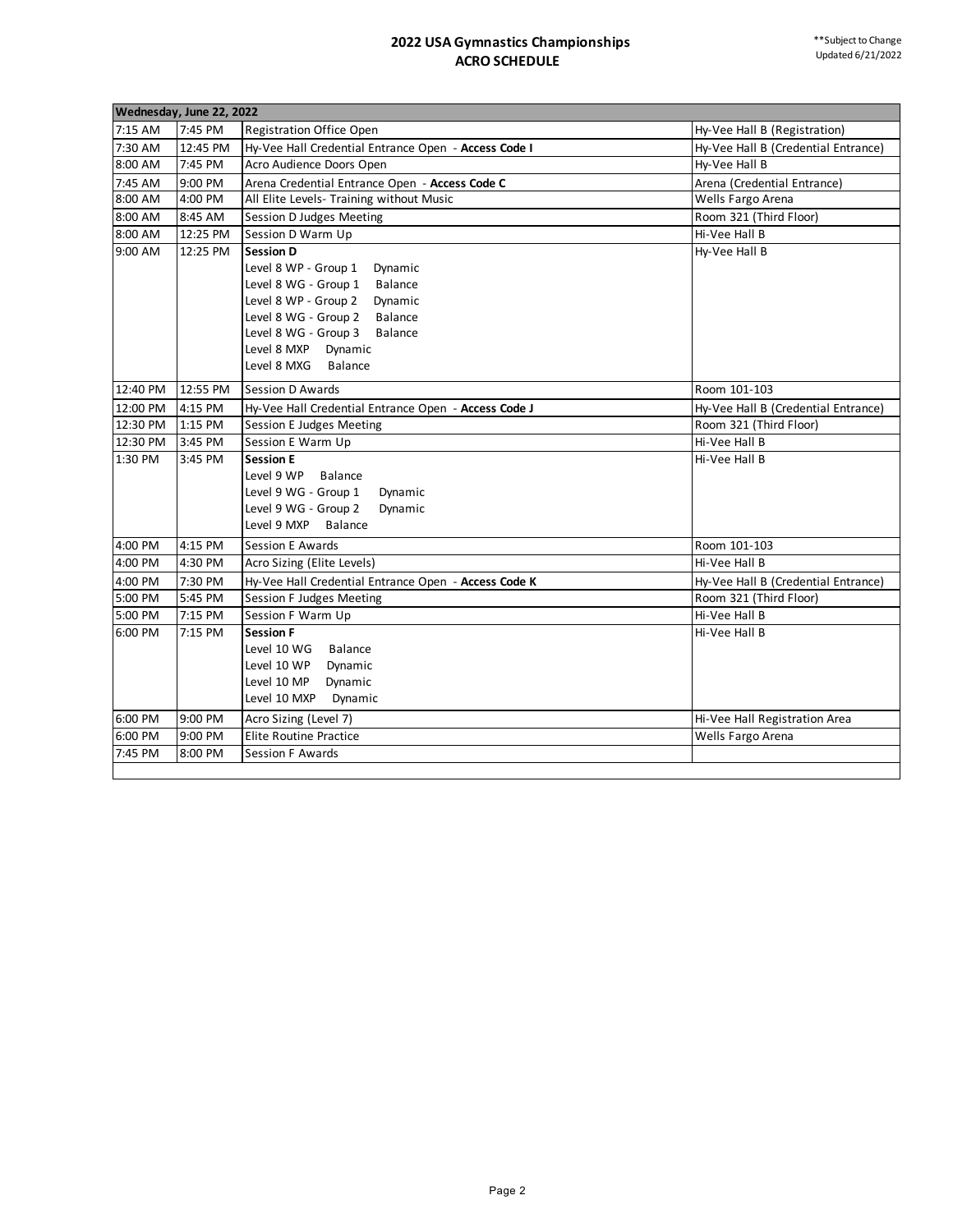# 2022 USA Gymnastics Championships
## ACRO SCHEDULE

**Subject to Change
Updated 6/21/2022

| **Wednesday, June 22, 2022** | | | |
|---|---|---|---|
| 7:15 AM | 7:45 PM | Registration Office Open | Hy-Vee Hall B (Registration) |
| 7:30 AM | 12:45 PM | Hy-Vee Hall Credential Entrance Open - **Access Code I** | Hy-Vee Hall B (Credential Entrance) |
| 8:00 AM | 7:45 PM | Acro Audience Doors Open | Hy-Vee Hall B |
| 7:45 AM | 9:00 PM | Arena Credential Entrance Open - **Access Code C** | Arena (Credential Entrance) |
| 8:00 AM | 4:00 PM | All Elite Levels- Training without Music | Wells Fargo Arena |
| 8:00 AM | 8:45 AM | Session D Judges Meeting | Room 321 (Third Floor) |
| 8:00 AM | 12:25 PM | Session D Warm Up | Hi-Vee Hall B |
| 9:00 AM | 12:25 PM | **Session D**<br>Level 8 WP - Group 1 Dynamic<br>Level 8 WG - Group 1 Balance<br>Level 8 WP - Group 2 Dynamic<br>Level 8 WG - Group 2 Balance<br>Level 8 WG - Group 3 Balance<br>Level 8 MXP Dynamic<br>Level 8 MXG Balance | Hy-Vee Hall B |
| 12:40 PM | 12:55 PM | Session D Awards | Room 101-103 |
| 12:00 PM | 4:15 PM | Hy-Vee Hall Credential Entrance Open - **Access Code J** | Hy-Vee Hall B (Credential Entrance) |
| 12:30 PM | 1:15 PM | Session E Judges Meeting | Room 321 (Third Floor) |
| 12:30 PM | 3:45 PM | Session E Warm Up | Hi-Vee Hall B |
| 1:30 PM | 3:45 PM | **Session E**<br>Level 9 WP Balance<br>Level 9 WG - Group 1 Dynamic<br>Level 9 WG - Group 2 Dynamic<br>Level 9 MXP Balance | Hi-Vee Hall B |
| 4:00 PM | 4:15 PM | Session E Awards | Room 101-103 |
| 4:00 PM | 4:30 PM | Acro Sizing (Elite Levels) | Hi-Vee Hall B |
| 4:00 PM | 7:30 PM | Hy-Vee Hall Credential Entrance Open - **Access Code K** | Hy-Vee Hall B (Credential Entrance) |
| 5:00 PM | 5:45 PM | Session F Judges Meeting | Room 321 (Third Floor) |
| 5:00 PM | 7:15 PM | Session F Warm Up | Hi-Vee Hall B |
| 6:00 PM | 7:15 PM | **Session F**<br>Level 10 WG Balance<br>Level 10 WP Dynamic<br>Level 10 MP Dynamic<br>Level 10 MXP Dynamic | Hi-Vee Hall B |
| 6:00 PM | 9:00 PM | Acro Sizing (Level 7) | Hi-Vee Hall Registration Area |
| 6:00 PM | 9:00 PM | Elite Routine Practice | Wells Fargo Arena |
| 7:45 PM | 8:00 PM | Session F Awards | |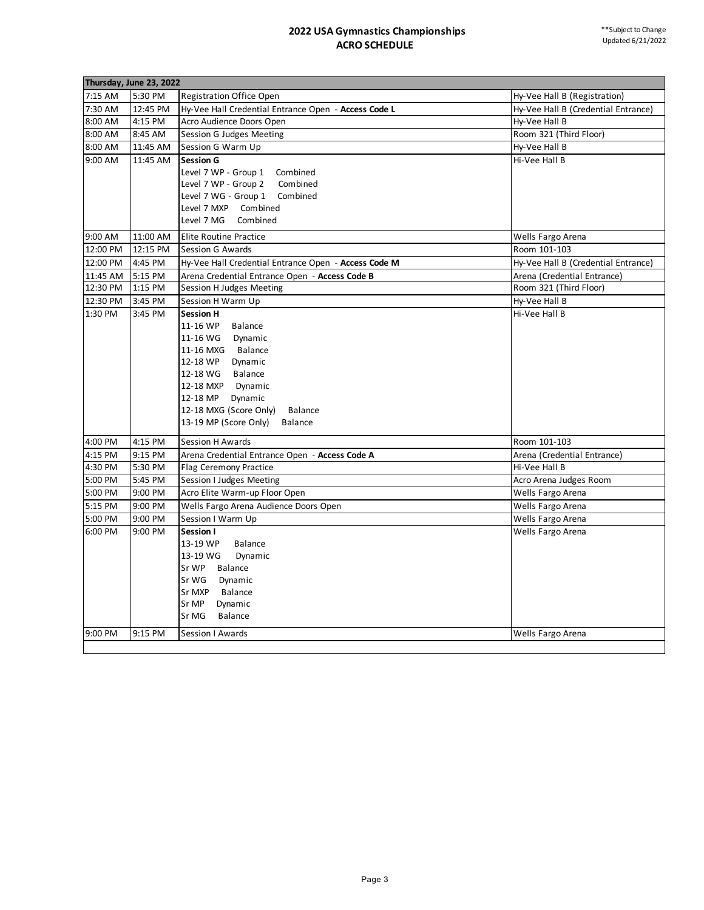# 2022 USA Gymnastics Championships
## ACRO SCHEDULE

**Subject to Change
Updated 6/21/2022

| **Thursday, June 23, 2022** | | | |
|---|---|---|---|
| 7:15 AM | 5:30 PM | Registration Office Open | Hy-Vee Hall B (Registration) |
| 7:30 AM | 12:45 PM | Hy-Vee Hall Credential Entrance Open - **Access Code L** | Hy-Vee Hall B (Credential Entrance) |
| 8:00 AM | 4:15 PM | Acro Audience Doors Open | Hy-Vee Hall B |
| 8:00 AM | 8:45 AM | Session G Judges Meeting | Room 321 (Third Floor) |
| 8:00 AM | 11:45 AM | Session G Warm Up | Hy-Vee Hall B |
| 9:00 AM | 11:45 AM | **Session G**<br>Level 7 WP - Group 1 Combined<br>Level 7 WP - Group 2 Combined<br>Level 7 WG - Group 1 Combined<br>Level 7 MXP Combined<br>Level 7 MG Combined | Hi-Vee Hall B |
| 9:00 AM | 11:00 AM | Elite Routine Practice | Wells Fargo Arena |
| 12:00 PM | 12:15 PM | Session G Awards | Room 101-103 |
| 12:00 PM | 4:45 PM | Hy-Vee Hall Credential Entrance Open - **Access Code M** | Hy-Vee Hall B (Credential Entrance) |
| 11:45 AM | 5:15 PM | Arena Credential Entrance Open - **Access Code B** | Arena (Credential Entrance) |
| 12:30 PM | 1:15 PM | Session H Judges Meeting | Room 321 (Third Floor) |
| 12:30 PM | 3:45 PM | Session H Warm Up | Hy-Vee Hall B |
| 1:30 PM | 3:45 PM | **Session H**<br>11-16 WP Balance<br>11-16 WG Dynamic<br>11-16 MXG Balance<br>12-18 WP Dynamic<br>12-18 WG Balance<br>12-18 MXP Dynamic<br>12-18 MP Dynamic<br>12-18 MXG (Score Only) Balance<br>13-19 MP (Score Only) Balance | Hi-Vee Hall B |
| 4:00 PM | 4:15 PM | Session H Awards | Room 101-103 |
| 4:15 PM | 9:15 PM | Arena Credential Entrance Open - **Access Code A** | Arena (Credential Entrance) |
| 4:30 PM | 5:30 PM | Flag Ceremony Practice | Hi-Vee Hall B |
| 5:00 PM | 5:45 PM | Session I Judges Meeting | Acro Arena Judges Room |
| 5:00 PM | 9:00 PM | Acro Elite Warm-up Floor Open | Wells Fargo Arena |
| 5:15 PM | 9:00 PM | Wells Fargo Arena Audience Doors Open | Wells Fargo Arena |
| 5:00 PM | 9:00 PM | Session I Warm Up | Wells Fargo Arena |
| 6:00 PM | 9:00 PM | **Session I**<br>13-19 WP Balance<br>13-19 WG Dynamic<br>Sr WP Balance<br>Sr WG Dynamic<br>Sr MXP Balance<br>Sr MP Dynamic<br>Sr MG Balance | Wells Fargo Arena |
| 9:00 PM | 9:15 PM | Session I Awards | Wells Fargo Arena |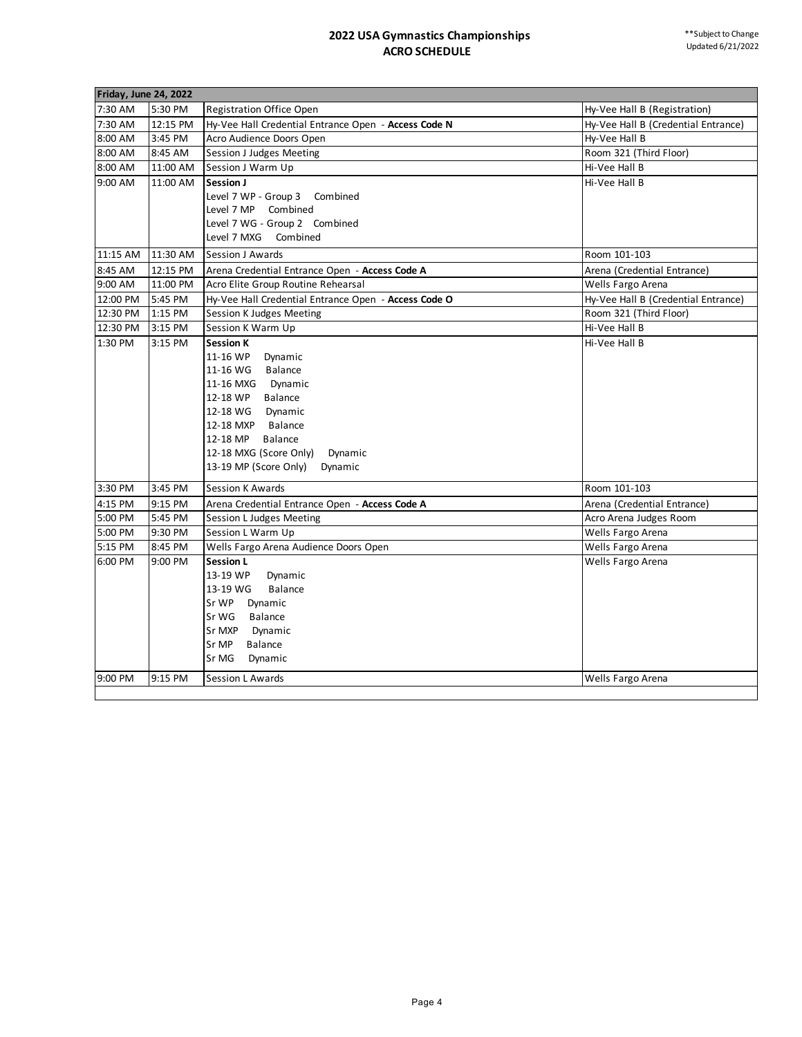# 2022 USA Gymnastics Championships
## ACRO SCHEDULE

**Subject to Change
Updated 6/21/2022

| **Friday, June 24, 2022** | | | |
|---|---|---|---|
| 7:30 AM | 5:30 PM | Registration Office Open | Hy-Vee Hall B (Registration) |
| 7:30 AM | 12:15 PM | Hy-Vee Hall Credential Entrance Open - **Access Code N** | Hy-Vee Hall B (Credential Entrance) |
| 8:00 AM | 3:45 PM | Acro Audience Doors Open | Hy-Vee Hall B |
| 8:00 AM | 8:45 AM | Session J Judges Meeting | Room 321 (Third Floor) |
| 8:00 AM | 11:00 AM | Session J Warm Up | Hi-Vee Hall B |
| 9:00 AM | 11:00 AM | **Session J**<br>Level 7 WP - Group 3 Combined<br>Level 7 MP Combined<br>Level 7 WG - Group 2 Combined<br>Level 7 MXG Combined | Hi-Vee Hall B |
| 11:15 AM | 11:30 AM | Session J Awards | Room 101-103 |
| 8:45 AM | 12:15 PM | Arena Credential Entrance Open - **Access Code A** | Arena (Credential Entrance) |
| 9:00 AM | 11:00 PM | Acro Elite Group Routine Rehearsal | Wells Fargo Arena |
| 12:00 PM | 5:45 PM | Hy-Vee Hall Credential Entrance Open - **Access Code O** | Hy-Vee Hall B (Credential Entrance) |
| 12:30 PM | 1:15 PM | Session K Judges Meeting | Room 321 (Third Floor) |
| 12:30 PM | 3:15 PM | Session K Warm Up | Hi-Vee Hall B |
| 1:30 PM | 3:15 PM | **Session K**<br>11-16 WP Dynamic<br>11-16 WG Balance<br>11-16 MXG Dynamic<br>12-18 WP Balance<br>12-18 WG Dynamic<br>12-18 MXP Balance<br>12-18 MP Balance<br>12-18 MXG (Score Only) Dynamic<br>13-19 MP (Score Only) Dynamic | Hi-Vee Hall B |
| 3:30 PM | 3:45 PM | Session K Awards | Room 101-103 |
| 4:15 PM | 9:15 PM | Arena Credential Entrance Open - **Access Code A** | Arena (Credential Entrance) |
| 5:00 PM | 5:45 PM | Session L Judges Meeting | Acro Arena Judges Room |
| 5:00 PM | 9:30 PM | Session L Warm Up | Wells Fargo Arena |
| 5:15 PM | 8:45 PM | Wells Fargo Arena Audience Doors Open | Wells Fargo Arena |
| 6:00 PM | 9:00 PM | **Session L**<br>13-19 WP Dynamic<br>13-19 WG Balance<br>Sr WP Dynamic<br>Sr WG Balance<br>Sr MXP Dynamic<br>Sr MP Balance<br>Sr MG Dynamic | Wells Fargo Arena |
| 9:00 PM | 9:15 PM | Session L Awards | Wells Fargo Arena |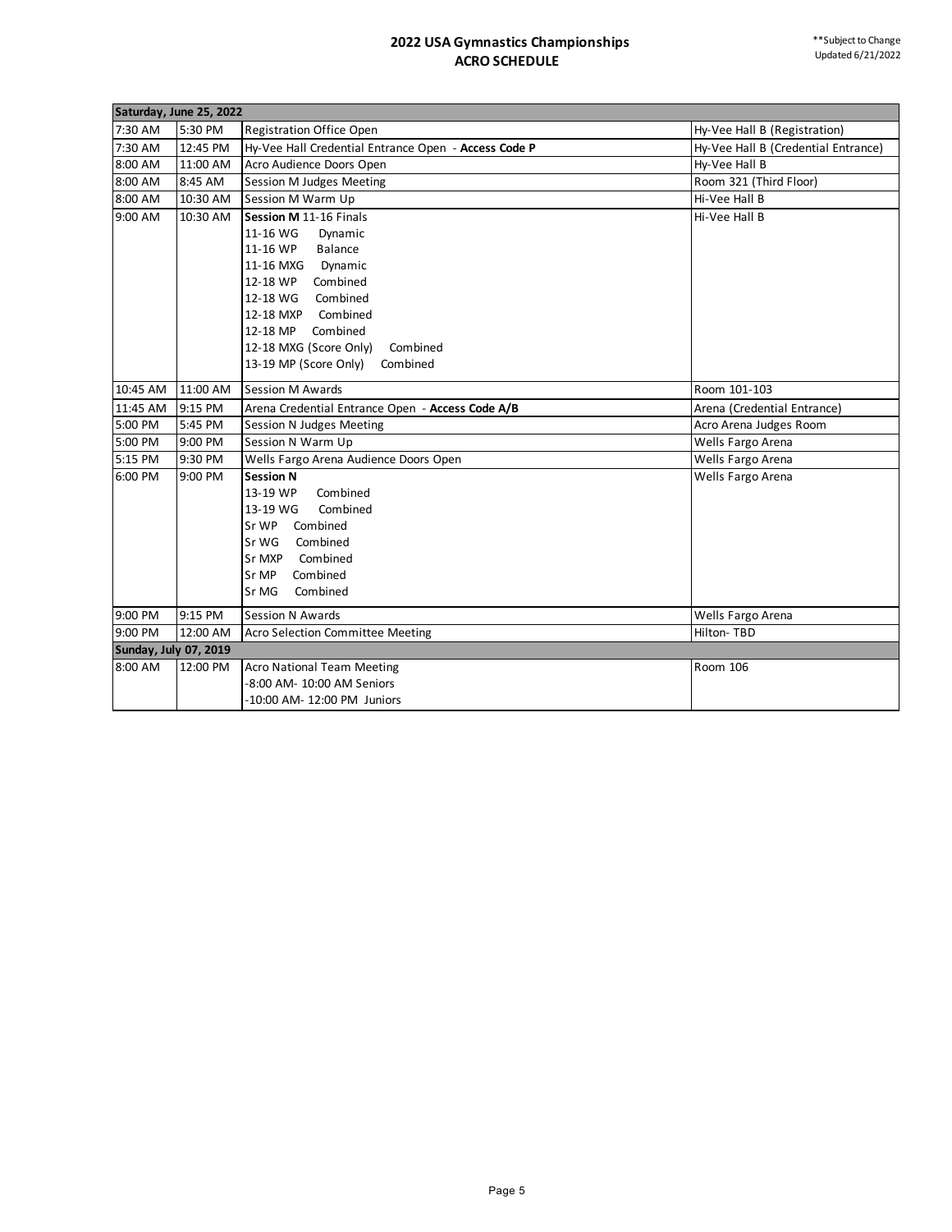# 2022 USA Gymnastics Championships
## ACRO SCHEDULE

**Subject to Change
Updated 6/21/2022

| | | | |
|---|---|---|---|
| **Saturday, June 25, 2022** | | | |
| 7:30 AM | 5:30 PM | Registration Office Open | Hy-Vee Hall B (Registration) |
| 7:30 AM | 12:45 PM | Hy-Vee Hall Credential Entrance Open - **Access Code P** | Hy-Vee Hall B (Credential Entrance) |
| 8:00 AM | 11:00 AM | Acro Audience Doors Open | Hy-Vee Hall B |
| 8:00 AM | 8:45 AM | Session M Judges Meeting | Room 321 (Third Floor) |
| 8:00 AM | 10:30 AM | Session M Warm Up | Hi-Vee Hall B |
| 9:00 AM | 10:30 AM | **Session M** 11-16 Finals<br>11-16 WG Dynamic<br>11-16 WP Balance<br>11-16 MXG Dynamic<br>12-18 WP Combined<br>12-18 WG Combined<br>12-18 MXP Combined<br>12-18 MP Combined<br>12-18 MXG (Score Only) Combined<br>13-19 MP (Score Only) Combined | Hi-Vee Hall B |
| 10:45 AM | 11:00 AM | Session M Awards | Room 101-103 |
| 11:45 AM | 9:15 PM | Arena Credential Entrance Open - **Access Code A/B** | Arena (Credential Entrance) |
| 5:00 PM | 5:45 PM | Session N Judges Meeting | Acro Arena Judges Room |
| 5:00 PM | 9:00 PM | Session N Warm Up | Wells Fargo Arena |
| 5:15 PM | 9:30 PM | Wells Fargo Arena Audience Doors Open | Wells Fargo Arena |
| 6:00 PM | 9:00 PM | **Session N**<br>13-19 WP Combined<br>13-19 WG Combined<br>Sr WP Combined<br>Sr WG Combined<br>Sr MXP Combined<br>Sr MP Combined<br>Sr MG Combined | Wells Fargo Arena |
| 9:00 PM | 9:15 PM | Session N Awards | Wells Fargo Arena |
| 9:00 PM | 12:00 AM | Acro Selection Committee Meeting | Hilton- TBD |
| **Sunday, July 07, 2019** | | | |
| 8:00 AM | 12:00 PM | Acro National Team Meeting<br>-8:00 AM- 10:00 AM Seniors<br>-10:00 AM- 12:00 PM Juniors | Room 106 |